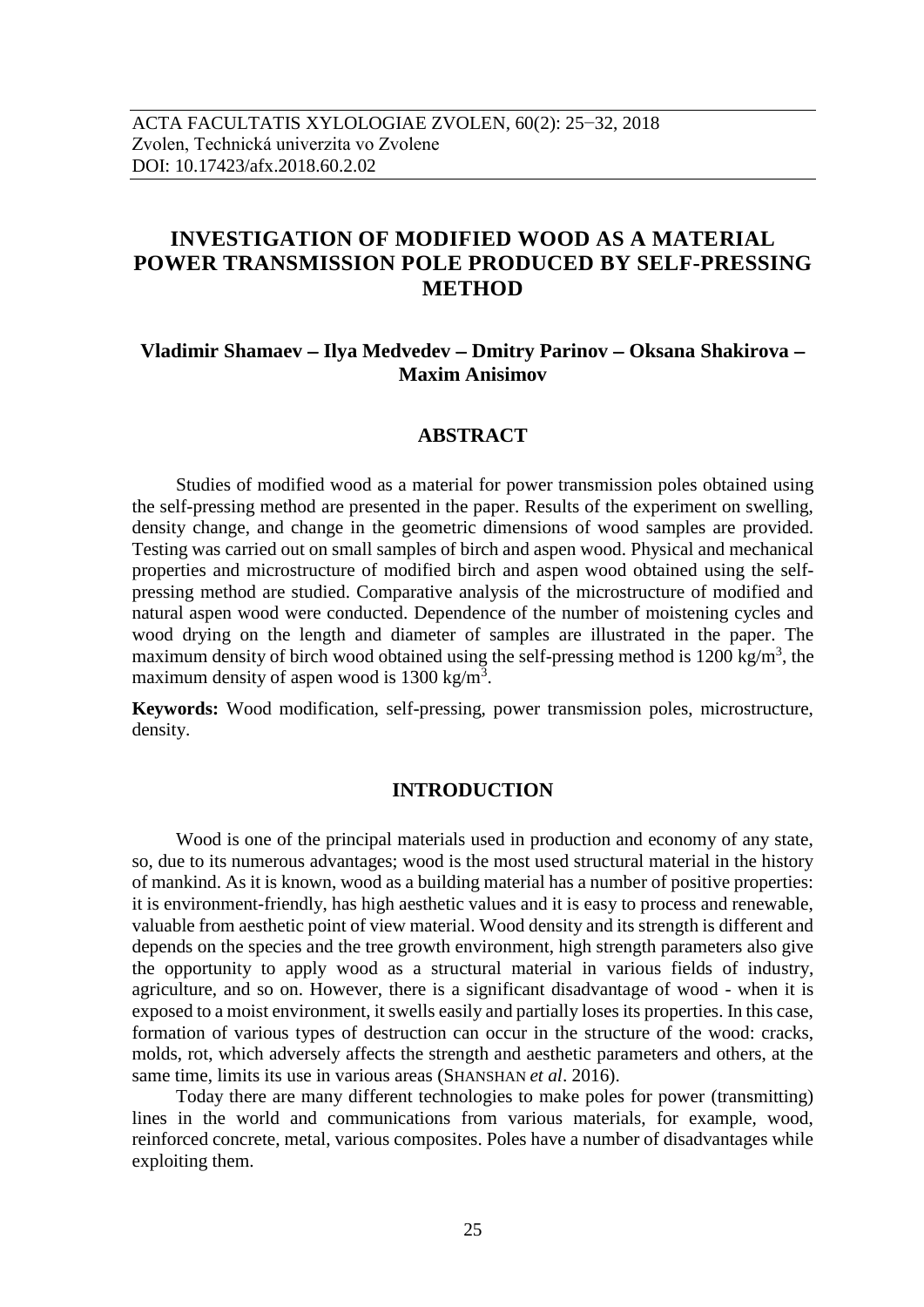ACTA FACULTATIS XYLOLOGIAE ZVOLEN, 60(2): 25−32, 2018
Zvolen, Technická univerzita vo Zvolene
DOI: 10.17423/afx.2018.60.2.02

# INVESTIGATION OF MODIFIED WOOD AS A MATERIAL POWER TRANSMISSION POLE PRODUCED BY SELF-PRESSING METHOD

**Vladimir Shamaev – Ilya Medvedev – Dmitry Parinov – Oksana Shakirova – Maxim Anisimov**

## ABSTRACT

Studies of modified wood as a material for power transmission poles obtained using the self-pressing method are presented in the paper. Results of the experiment on swelling, density change, and change in the geometric dimensions of wood samples are provided. Testing was carried out on small samples of birch and aspen wood. Physical and mechanical properties and microstructure of modified birch and aspen wood obtained using the self-pressing method are studied. Comparative analysis of the microstructure of modified and natural aspen wood were conducted. Dependence of the number of moistening cycles and wood drying on the length and diameter of samples are illustrated in the paper. The maximum density of birch wood obtained using the self-pressing method is 1200 kg/m$^3$, the maximum density of aspen wood is 1300 kg/m$^3$.

**Keywords:** Wood modification, self-pressing, power transmission poles, microstructure, density.

## INTRODUCTION

Wood is one of the principal materials used in production and economy of any state, so, due to its numerous advantages; wood is the most used structural material in the history of mankind. As it is known, wood as a building material has a number of positive properties: it is environment-friendly, has high aesthetic values and it is easy to process and renewable, valuable from aesthetic point of view material. Wood density and its strength is different and depends on the species and the tree growth environment, high strength parameters also give the opportunity to apply wood as a structural material in various fields of industry, agriculture, and so on. However, there is a significant disadvantage of wood - when it is exposed to a moist environment, it swells easily and partially loses its properties. In this case, formation of various types of destruction can occur in the structure of the wood: cracks, molds, rot, which adversely affects the strength and aesthetic parameters and others, at the same time, limits its use in various areas (SHANSHAN *et al*. 2016).

Today there are many different technologies to make poles for power (transmitting) lines in the world and communications from various materials, for example, wood, reinforced concrete, metal, various composites. Poles have a number of disadvantages while exploiting them.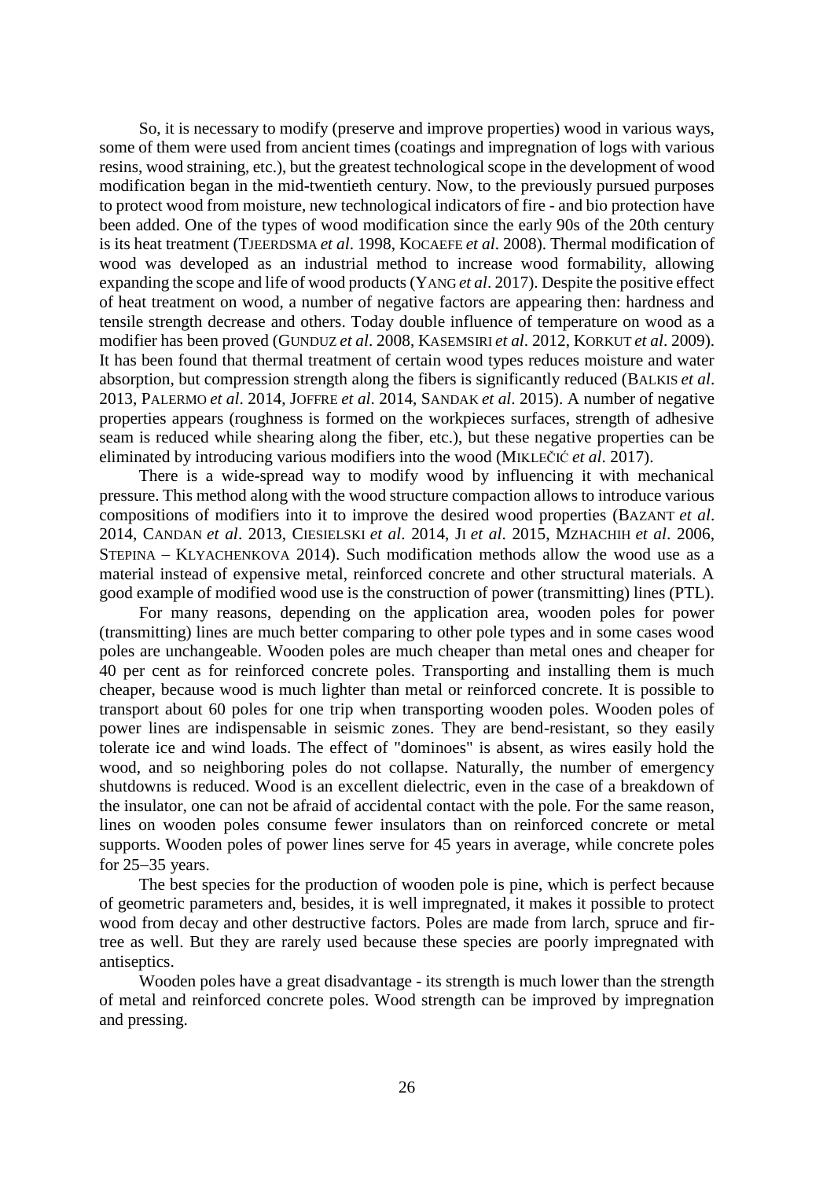So, it is necessary to modify (preserve and improve properties) wood in various ways, some of them were used from ancient times (coatings and impregnation of logs with various resins, wood straining, etc.), but the greatest technological scope in the development of wood modification began in the mid-twentieth century. Now, to the previously pursued purposes to protect wood from moisture, new technological indicators of fire - and bio protection have been added. One of the types of wood modification since the early 90s of the 20th century is its heat treatment (TJEERDSMA *et al*. 1998, KOCAEFE *et al*. 2008). Thermal modification of wood was developed as an industrial method to increase wood formability, allowing expanding the scope and life of wood products (YANG *et al*. 2017). Despite the positive effect of heat treatment on wood, a number of negative factors are appearing then: hardness and tensile strength decrease and others. Today double influence of temperature on wood as a modifier has been proved (GUNDUZ *et al*. 2008, KASEMSIRI *et al*. 2012, KORKUT *et al*. 2009). It has been found that thermal treatment of certain wood types reduces moisture and water absorption, but compression strength along the fibers is significantly reduced (BALKIS *et al*. 2013, PALERMO *et al*. 2014, JOFFRE *et al*. 2014, SANDAK *et al*. 2015). A number of negative properties appears (roughness is formed on the workpieces surfaces, strength of adhesive seam is reduced while shearing along the fiber, etc.), but these negative properties can be eliminated by introducing various modifiers into the wood (MIKLEČIĆ *et al*. 2017).

There is a wide-spread way to modify wood by influencing it with mechanical pressure. This method along with the wood structure compaction allows to introduce various compositions of modifiers into it to improve the desired wood properties (BAZANT *et al*. 2014, CANDAN *et al*. 2013, CIESIELSKI *et al*. 2014, JI *et al*. 2015, MZHACHIH *et al*. 2006, STEPINA – KLYACHENKOVA 2014). Such modification methods allow the wood use as a material instead of expensive metal, reinforced concrete and other structural materials. A good example of modified wood use is the construction of power (transmitting) lines (PTL).

For many reasons, depending on the application area, wooden poles for power (transmitting) lines are much better comparing to other pole types and in some cases wood poles are unchangeable. Wooden poles are much cheaper than metal ones and cheaper for 40 per cent as for reinforced concrete poles. Transporting and installing them is much cheaper, because wood is much lighter than metal or reinforced concrete. It is possible to transport about 60 poles for one trip when transporting wooden poles. Wooden poles of power lines are indispensable in seismic zones. They are bend-resistant, so they easily tolerate ice and wind loads. The effect of "dominoes" is absent, as wires easily hold the wood, and so neighboring poles do not collapse. Naturally, the number of emergency shutdowns is reduced. Wood is an excellent dielectric, even in the case of a breakdown of the insulator, one can not be afraid of accidental contact with the pole. For the same reason, lines on wooden poles consume fewer insulators than on reinforced concrete or metal supports. Wooden poles of power lines serve for 45 years in average, while concrete poles for 25–35 years.

The best species for the production of wooden pole is pine, which is perfect because of geometric parameters and, besides, it is well impregnated, it makes it possible to protect wood from decay and other destructive factors. Poles are made from larch, spruce and fir-tree as well. But they are rarely used because these species are poorly impregnated with antiseptics.

Wooden poles have a great disadvantage - its strength is much lower than the strength of metal and reinforced concrete poles. Wood strength can be improved by impregnation and pressing.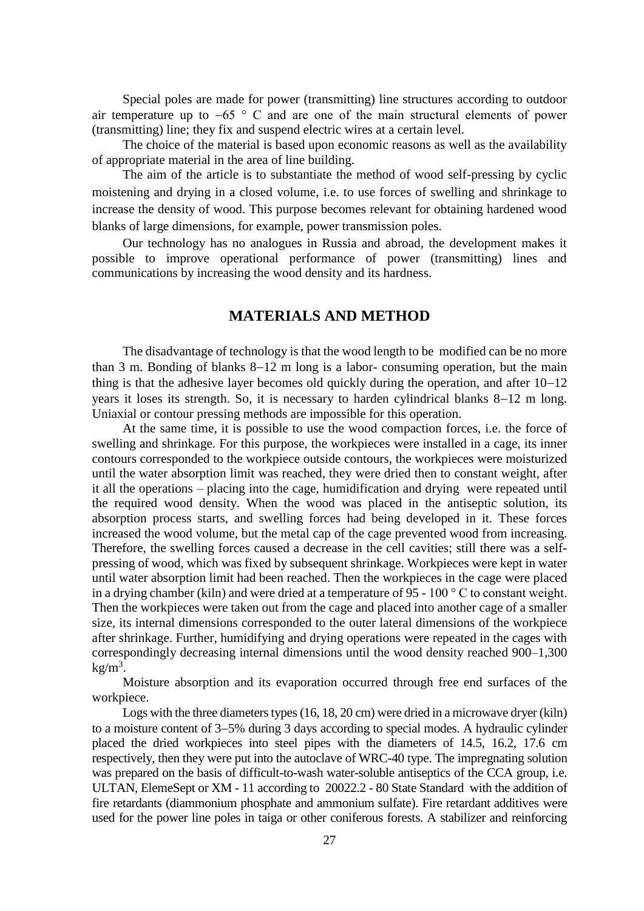Special poles are made for power (transmitting) line structures according to outdoor air temperature up to −65 ° C and are one of the main structural elements of power (transmitting) line; they fix and suspend electric wires at a certain level.

The choice of the material is based upon economic reasons as well as the availability of appropriate material in the area of line building.

The aim of the article is to substantiate the method of wood self-pressing by cyclic moistening and drying in a closed volume, i.e. to use forces of swelling and shrinkage to increase the density of wood. This purpose becomes relevant for obtaining hardened wood blanks of large dimensions, for example, power transmission poles.

Our technology has no analogues in Russia and abroad, the development makes it possible to improve operational performance of power (transmitting) lines and communications by increasing the wood density and its hardness.

## MATERIALS AND METHOD

The disadvantage of technology is that the wood length to be modified can be no more than 3 m. Bonding of blanks 8−12 m long is a labor- consuming operation, but the main thing is that the adhesive layer becomes old quickly during the operation, and after 10−12 years it loses its strength. So, it is necessary to harden cylindrical blanks 8−12 m long. Uniaxial or contour pressing methods are impossible for this operation.

At the same time, it is possible to use the wood compaction forces, i.e. the force of swelling and shrinkage. For this purpose, the workpieces were installed in a cage, its inner contours corresponded to the workpiece outside contours, the workpieces were moisturized until the water absorption limit was reached, they were dried then to constant weight, after it all the operations – placing into the cage, humidification and drying were repeated until the required wood density. When the wood was placed in the antiseptic solution, its absorption process starts, and swelling forces had being developed in it. These forces increased the wood volume, but the metal cap of the cage prevented wood from increasing. Therefore, the swelling forces caused a decrease in the cell cavities; still there was a self-pressing of wood, which was fixed by subsequent shrinkage. Workpieces were kept in water until water absorption limit had been reached. Then the workpieces in the cage were placed in a drying chamber (kiln) and were dried at a temperature of 95 - 100 ° C to constant weight. Then the workpieces were taken out from the cage and placed into another cage of a smaller size, its internal dimensions corresponded to the outer lateral dimensions of the workpiece after shrinkage. Further, humidifying and drying operations were repeated in the cages with correspondingly decreasing internal dimensions until the wood density reached 900–1,300 $kg/m^3$.

Moisture absorption and its evaporation occurred through free end surfaces of the workpiece.

Logs with the three diameters types (16, 18, 20 cm) were dried in a microwave dryer (kiln) to a moisture content of 3−5% during 3 days according to special modes. A hydraulic cylinder placed the dried workpieces into steel pipes with the diameters of 14.5, 16.2, 17.6 cm respectively, then they were put into the autoclave of WRC-40 type. The impregnating solution was prepared on the basis of difficult-to-wash water-soluble antiseptics of the CCA group, i.e. ULTAN, ElemeSept or XM - 11 according to 20022.2 - 80 State Standard with the addition of fire retardants (diammonium phosphate and ammonium sulfate). Fire retardant additives were used for the power line poles in taiga or other coniferous forests. A stabilizer and reinforcing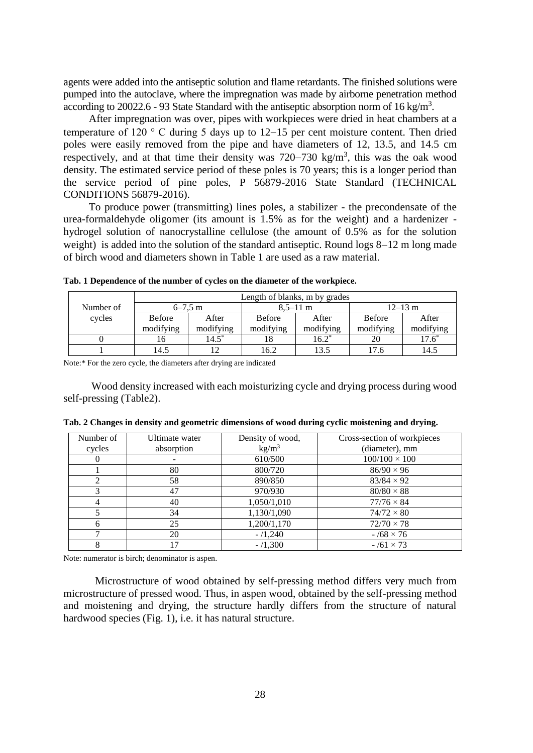agents were added into the antiseptic solution and flame retardants. The finished solutions were pumped into the autoclave, where the impregnation was made by airborne penetration method according to 20022.6 - 93 State Standard with the antiseptic absorption norm of 16 kg/m$^3$.

After impregnation was over, pipes with workpieces were dried in heat chambers at a temperature of 120 ° C during 5 days up to 12–15 per cent moisture content. Then dried poles were easily removed from the pipe and have diameters of 12, 13.5, and 14.5 cm respectively, and at that time their density was 720–730 kg/m$^3$, this was the oak wood density. The estimated service period of these poles is 70 years; this is a longer period than the service period of pine poles, P 56879-2016 State Standard (TECHNICAL CONDITIONS 56879-2016).

To produce power (transmitting) lines poles, a stabilizer - the precondensate of the urea-formaldehyde oligomer (its amount is 1.5% as for the weight) and a hardenizer - hydrogel solution of nanocrystalline cellulose (the amount of 0.5% as for the solution weight) is added into the solution of the standard antiseptic. Round logs 8–12 m long made of birch wood and diameters shown in Table 1 are used as a raw material.

**Tab. 1 Dependence of the number of cycles on the diameter of the workpiece.**

| Number of cycles | Length of blanks, m by grades | | | | | |
|---|---|---|---|---|---|---|
| | 6–7,5 m | | 8,5–11 m | | 12–13 m | |
| | Before modifying | After modifying | Before modifying | After modifying | Before modifying | After modifying |
| 0 | 16 | 14.5* | 18 | 16.2* | 20 | 17.6* |
| 1 | 14.5 | 12 | 16.2 | 13.5 | 17.6 | 14.5 |

Note:* For the zero cycle, the diameters after drying are indicated

Wood density increased with each moisturizing cycle and drying process during wood self-pressing (Table2).

**Tab. 2 Changes in density and geometric dimensions of wood during cyclic moistening and drying.**

| Number of cycles | Ultimate water absorption | Density of wood, kg/m$^3$ | Cross-section of workpieces (diameter), mm |
|---|---|---|---|
| 0 | - | 610/500 | 100/100 × 100 |
| 1 | 80 | 800/720 | 86/90 × 96 |
| 2 | 58 | 890/850 | 83/84 × 92 |
| 3 | 47 | 970/930 | 80/80 × 88 |
| 4 | 40 | 1,050/1,010 | 77/76 × 84 |
| 5 | 34 | 1,130/1,090 | 74/72 × 80 |
| 6 | 25 | 1,200/1,170 | 72/70 × 78 |
| 7 | 20 | - /1,240 | - /68 × 76 |
| 8 | 17 | - /1,300 | - /61 × 73 |

Note: numerator is birch; denominator is aspen.

Microstructure of wood obtained by self-pressing method differs very much from microstructure of pressed wood. Thus, in aspen wood, obtained by the self-pressing method and moistening and drying, the structure hardly differs from the structure of natural hardwood species (Fig. 1), i.e. it has natural structure.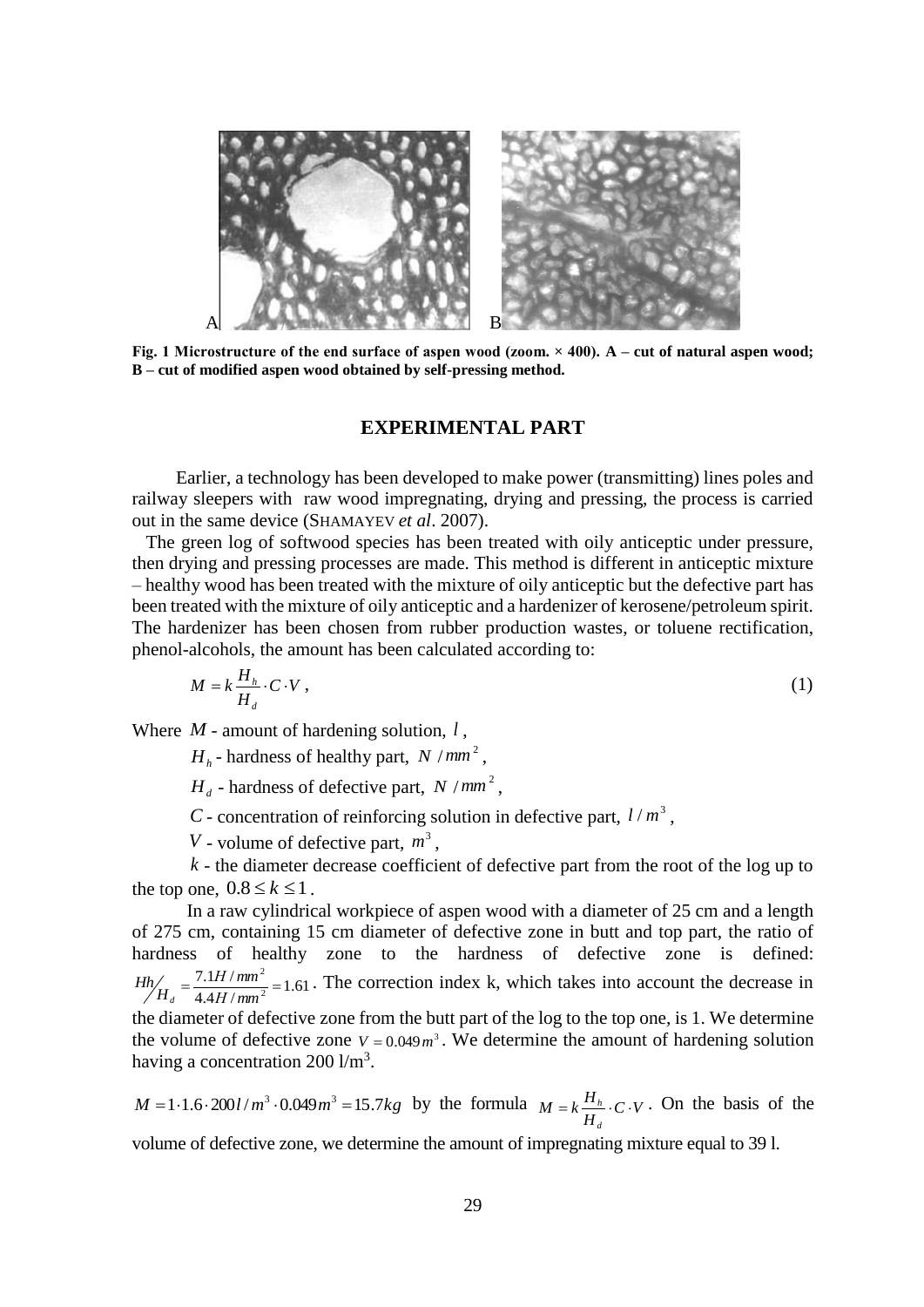A B

**Fig. 1 Microstructure of the end surface of aspen wood (zoom. × 400). A – cut of natural aspen wood; B – cut of modified aspen wood obtained by self-pressing method.**

## EXPERIMENTAL PART

Earlier, a technology has been developed to make power (transmitting) lines poles and railway sleepers with raw wood impregnating, drying and pressing, the process is carried out in the same device (SHAMAYEV *et al*. 2007).

The green log of softwood species has been treated with oily anticeptic under pressure, then drying and pressing processes are made. This method is different in anticeptic mixture – healthy wood has been treated with the mixture of oily anticeptic but the defective part has been treated with the mixture of oily anticeptic and a hardenizer of kerosene/petroleum spirit. The hardenizer has been chosen from rubber production wastes, or toluene rectification, phenol-alcohols, the amount has been calculated according to:

$$M = k\frac{H_h}{H_d} \cdot C \cdot V \,, \tag{1}$$

Where $M$ - amount of hardening solution, $l$ ,

$H_h$ - hardness of healthy part, $N/mm^2$ ,

$H_d$ - hardness of defective part, $N/mm^2$ ,

$C$ - concentration of reinforcing solution in defective part, $l/m^3$ ,

$V$ - volume of defective part, $m^3$ ,

$k$ - the diameter decrease coefficient of defective part from the root of the log up to the top one, $0.8 \le k \le 1$ .

In a raw cylindrical workpiece of aspen wood with a diameter of 25 cm and a length of 275 cm, containing 15 cm diameter of defective zone in butt and top part, the ratio of hardness of healthy zone to the hardness of defective zone is defined: $Hh/H_d = \frac{7.1H/mm^2}{4.4H/mm^2} = 1.61$ . The correction index k, which takes into account the decrease in the diameter of defective zone from the butt part of the log to the top one, is 1. We determine the volume of defective zone $V = 0.049\,m^3$ . We determine the amount of hardening solution having a concentration 200 l/m$^3$.

$M = 1 \cdot 1.6 \cdot 200 l/m^3 \cdot 0.049 m^3 = 15.7 kg$ by the formula $M = k\frac{H_h}{H_d} \cdot C \cdot V$ . On the basis of the volume of defective zone, we determine the amount of impregnating mixture equal to 39 l.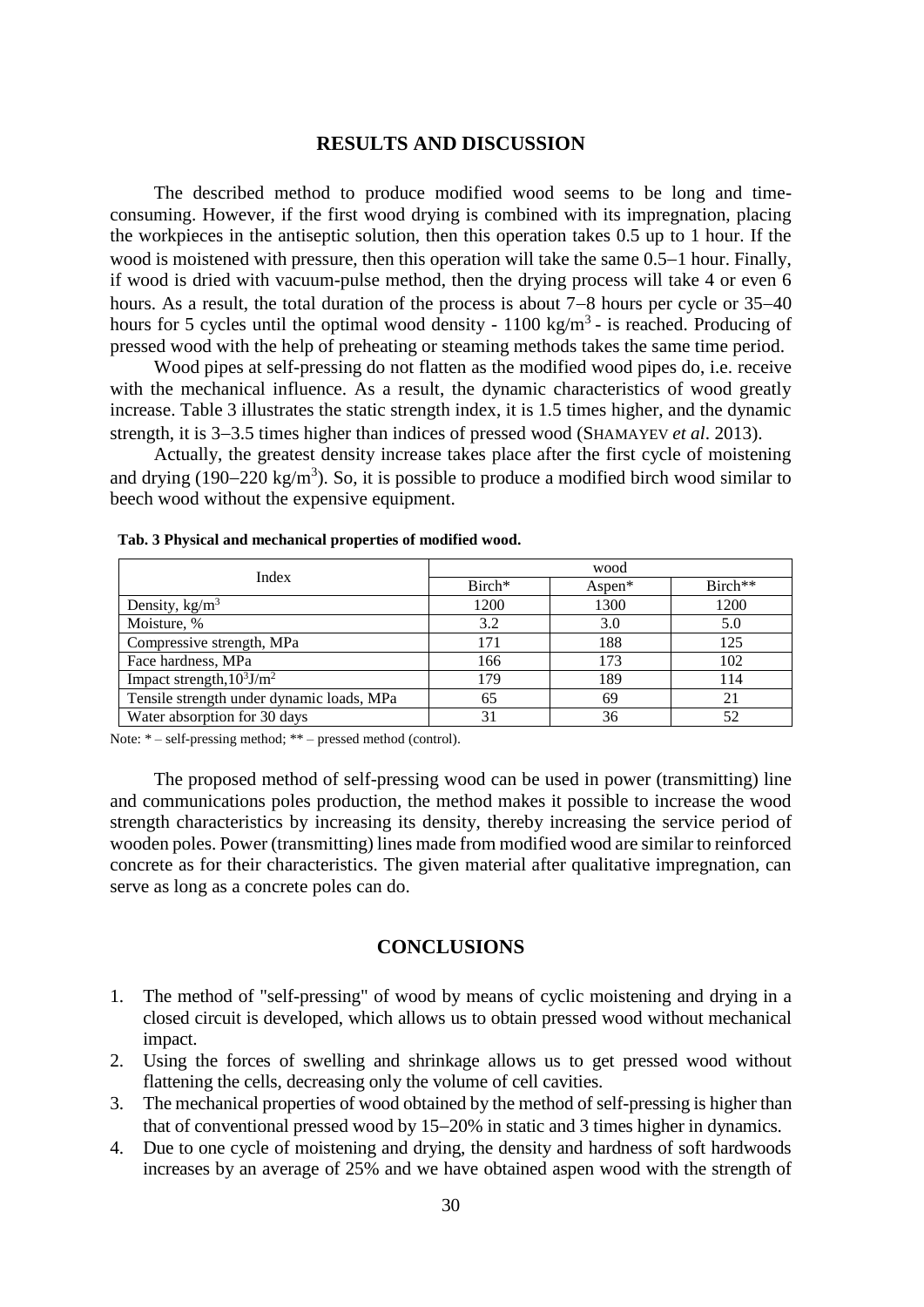## RESULTS AND DISCUSSION

The described method to produce modified wood seems to be long and time-consuming. However, if the first wood drying is combined with its impregnation, placing the workpieces in the antiseptic solution, then this operation takes 0.5 up to 1 hour. If the wood is moistened with pressure, then this operation will take the same 0.5–1 hour. Finally, if wood is dried with vacuum-pulse method, then the drying process will take 4 or even 6 hours. As a result, the total duration of the process is about 7–8 hours per cycle or 35–40 hours for 5 cycles until the optimal wood density - 1100 $kg/m^3$ - is reached. Producing of pressed wood with the help of preheating or steaming methods takes the same time period.

Wood pipes at self-pressing do not flatten as the modified wood pipes do, i.e. receive with the mechanical influence. As a result, the dynamic characteristics of wood greatly increase. Table 3 illustrates the static strength index, it is 1.5 times higher, and the dynamic strength, it is 3–3.5 times higher than indices of pressed wood (SHAMAYEV *et al*. 2013).

Actually, the greatest density increase takes place after the first cycle of moistening and drying (190–220 $kg/m^3$). So, it is possible to produce a modified birch wood similar to beech wood without the expensive equipment.

**Tab. 3 Physical and mechanical properties of modified wood.**

| Index | wood | | |
|---|---|---|---|
| | Birch* | Aspen* | Birch** |
| Density, $kg/m^3$ | 1200 | 1300 | 1200 |
| Moisture, % | 3.2 | 3.0 | 5.0 |
| Compressive strength, MPa | 171 | 188 | 125 |
| Face hardness, MPa | 166 | 173 | 102 |
| Impact strength, $10^3 J/m^2$ | 179 | 189 | 114 |
| Tensile strength under dynamic loads, MPa | 65 | 69 | 21 |
| Water absorption for 30 days | 31 | 36 | 52 |

Note: * – self-pressing method; ** – pressed method (control).

The proposed method of self-pressing wood can be used in power (transmitting) line and communications poles production, the method makes it possible to increase the wood strength characteristics by increasing its density, thereby increasing the service period of wooden poles. Power (transmitting) lines made from modified wood are similar to reinforced concrete as for their characteristics. The given material after qualitative impregnation, can serve as long as a concrete poles can do.

## CONCLUSIONS

1. The method of "self-pressing" of wood by means of cyclic moistening and drying in a closed circuit is developed, which allows us to obtain pressed wood without mechanical impact.
2. Using the forces of swelling and shrinkage allows us to get pressed wood without flattening the cells, decreasing only the volume of cell cavities.
3. The mechanical properties of wood obtained by the method of self-pressing is higher than that of conventional pressed wood by 15–20% in static and 3 times higher in dynamics.
4. Due to one cycle of moistening and drying, the density and hardness of soft hardwoods increases by an average of 25% and we have obtained aspen wood with the strength of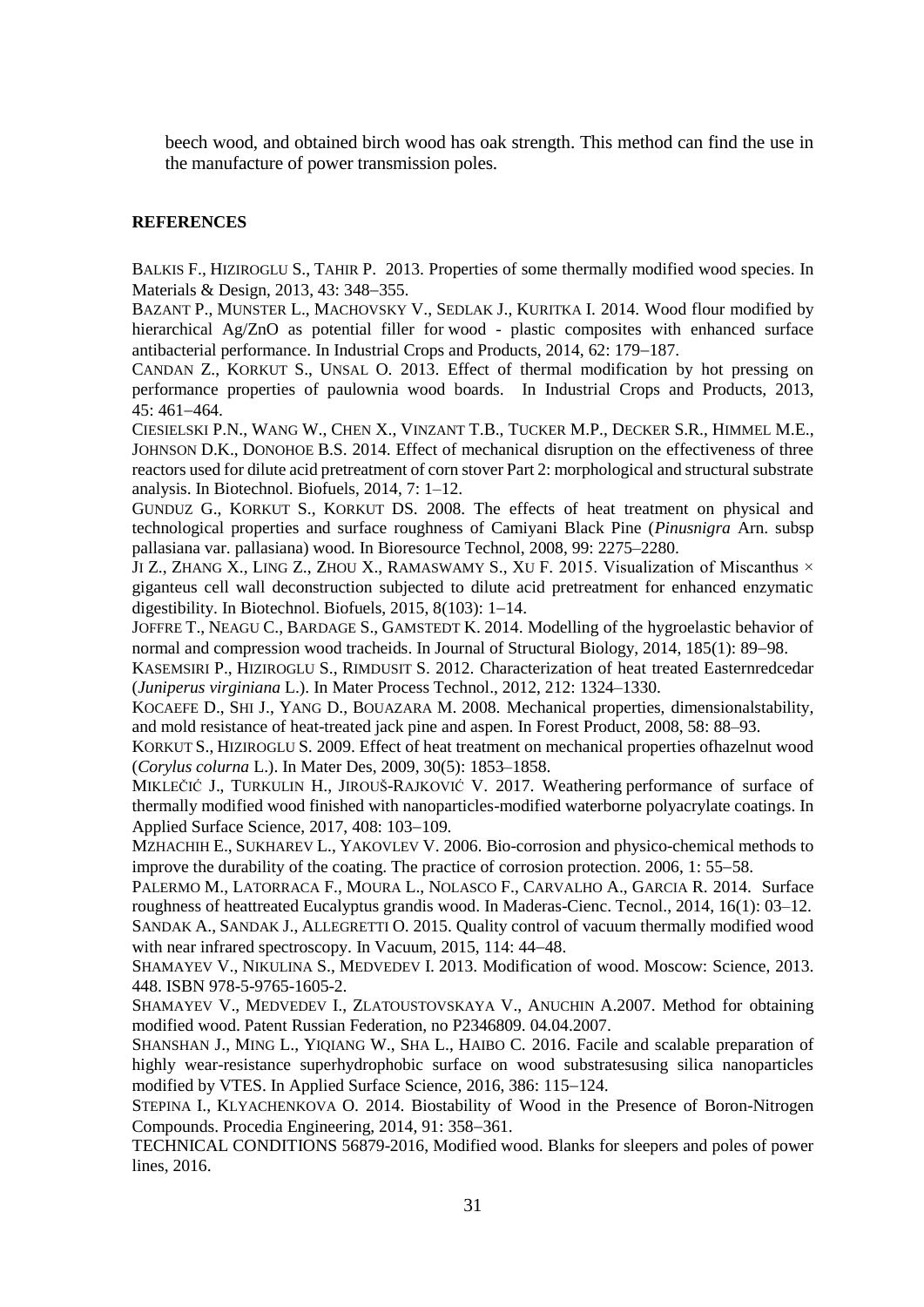beech wood, and obtained birch wood has oak strength. This method can find the use in the manufacture of power transmission poles.

**REFERENCES**

BALKIS F., HIZIROGLU S., TAHIR P. 2013. Properties of some thermally modified wood species. In Materials & Design, 2013, 43: 348–355.

BAZANT P., MUNSTER L., MACHOVSKY V., SEDLAK J., KURITKA I. 2014. Wood flour modified by hierarchical Ag/ZnO as potential filler for wood - plastic composites with enhanced surface antibacterial performance. In Industrial Crops and Products, 2014, 62: 179–187.

CANDAN Z., KORKUT S., UNSAL O. 2013. Effect of thermal modification by hot pressing on performance properties of paulownia wood boards. In Industrial Crops and Products, 2013, 45: 461–464.

CIESIELSKI P.N., WANG W., CHEN X., VINZANT T.B., TUCKER M.P., DECKER S.R., HIMMEL M.E., JOHNSON D.K., DONOHOE B.S. 2014. Effect of mechanical disruption on the effectiveness of three reactors used for dilute acid pretreatment of corn stover Part 2: morphological and structural substrate analysis. In Biotechnol. Biofuels, 2014, 7: 1–12.

GUNDUZ G., KORKUT S., KORKUT DS. 2008. The effects of heat treatment on physical and technological properties and surface roughness of Camiyani Black Pine (*Pinusnigra* Arn. subsp pallasiana var. pallasiana) wood. In Bioresource Technol, 2008, 99: 2275–2280.

JI Z., ZHANG X., LING Z., ZHOU X., RAMASWAMY S., XU F. 2015. Visualization of Miscanthus × giganteus cell wall deconstruction subjected to dilute acid pretreatment for enhanced enzymatic digestibility. In Biotechnol. Biofuels, 2015, 8(103): 1–14.

JOFFRE T., NEAGU C., BARDAGE S., GAMSTEDT K. 2014. Modelling of the hygroelastic behavior of normal and compression wood tracheids. In Journal of Structural Biology, 2014, 185(1): 89–98.

KASEMSIRI P., HIZIROGLU S., RIMDUSIT S. 2012. Characterization of heat treated Easternredcedar (*Juniperus virginiana* L.). In Mater Process Technol., 2012, 212: 1324–1330.

KOCAEFE D., SHI J., YANG D., BOUAZARA M. 2008. Mechanical properties, dimensionalstability, and mold resistance of heat-treated jack pine and aspen. In Forest Product, 2008, 58: 88–93.

KORKUT S., HIZIROGLU S. 2009. Effect of heat treatment on mechanical properties ofhazelnut wood (*Corylus colurna* L.). In Mater Des, 2009, 30(5): 1853–1858.

MIKLEČIĆ J., TURKULIN H., JIROUŠ-RAJKOVIĆ V. 2017. Weathering performance of surface of thermally modified wood finished with nanoparticles-modified waterborne polyacrylate coatings. In Applied Surface Science, 2017, 408: 103–109.

MZHACHIH E., SUKHAREV L., YAKOVLEV V. 2006. Bio-corrosion and physico-chemical methods to improve the durability of the coating. The practice of corrosion protection. 2006, 1: 55–58.

PALERMO M., LATORRACA F., MOURA L., NOLASCO F., CARVALHO A., GARCIA R. 2014. Surface roughness of heattreated Eucalyptus grandis wood. In Maderas-Cienc. Tecnol., 2014, 16(1): 03–12.

SANDAK A., SANDAK J., ALLEGRETTI O. 2015. Quality control of vacuum thermally modified wood with near infrared spectroscopy. In Vacuum, 2015, 114: 44–48.

SHAMAYEV V., NIKULINA S., MEDVEDEV I. 2013. Modification of wood. Moscow: Science, 2013. 448. ISBN 978-5-9765-1605-2.

SHAMAYEV V., MEDVEDEV I., ZLATOUSTOVSKAYA V., ANUCHIN A.2007. Method for obtaining modified wood. Patent Russian Federation, no P2346809. 04.04.2007.

SHANSHAN J., MING L., YIQIANG W., SHA L., HAIBO C. 2016. Facile and scalable preparation of highly wear-resistance superhydrophobic surface on wood substratesusing silica nanoparticles modified by VTES. In Applied Surface Science, 2016, 386: 115–124.

STEPINA I., KLYACHENKOVA O. 2014. Biostability of Wood in the Presence of Boron-Nitrogen Compounds. Procedia Engineering, 2014, 91: 358–361.

TECHNICAL CONDITIONS 56879-2016, Modified wood. Blanks for sleepers and poles of power lines, 2016.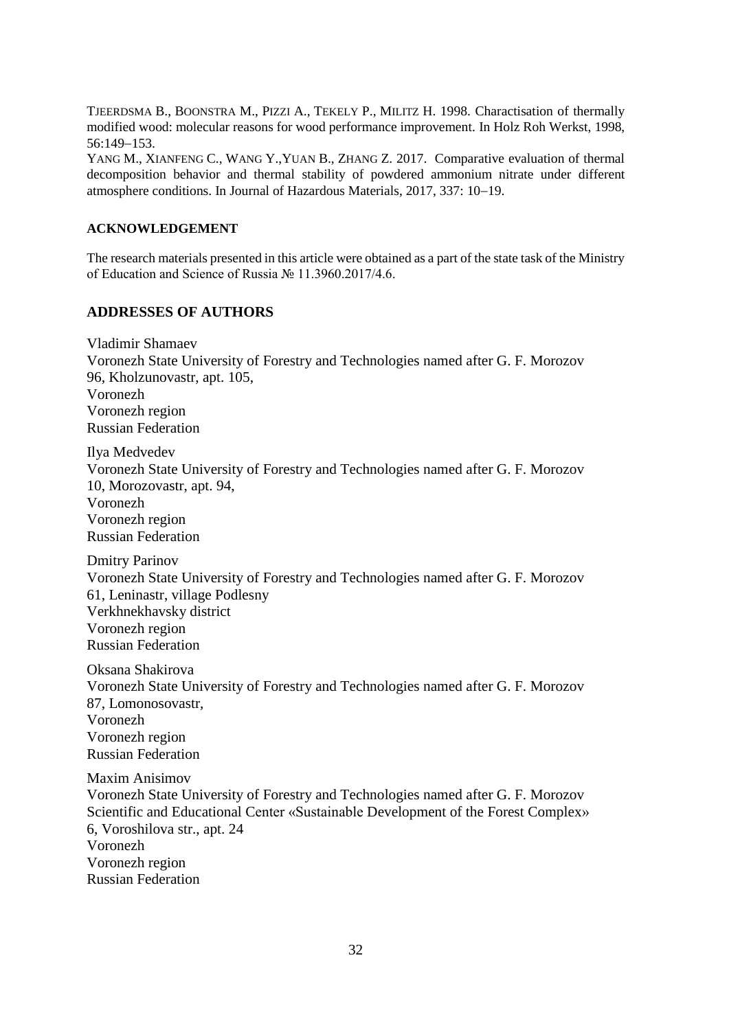TJEERDSMA B., BOONSTRA M., PIZZI A., TEKELY P., MILITZ H. 1998. Charactisation of thermally modified wood: molecular reasons for wood performance improvement. In Holz Roh Werkst, 1998, 56:149–153.

YANG M., XIANFENG C., WANG Y.,YUAN B., ZHANG Z. 2017. Comparative evaluation of thermal decomposition behavior and thermal stability of powdered ammonium nitrate under different atmosphere conditions. In Journal of Hazardous Materials, 2017, 337: 10–19.

## ACKNOWLEDGEMENT

The research materials presented in this article were obtained as a part of the state task of the Ministry of Education and Science of Russia № 11.3960.2017/4.6.

## ADDRESSES OF AUTHORS

Vladimir Shamaev  
Voronezh State University of Forestry and Technologies named after G. F. Morozov  
96, Kholzunovastr, apt. 105,  
Voronezh  
Voronezh region  
Russian Federation

Ilya Medvedev  
Voronezh State University of Forestry and Technologies named after G. F. Morozov  
10, Morozovastr, apt. 94,  
Voronezh  
Voronezh region  
Russian Federation

Dmitry Parinov  
Voronezh State University of Forestry and Technologies named after G. F. Morozov  
61, Leninastr, village Podlesny  
Verkhnekhavsky district  
Voronezh region  
Russian Federation

Oksana Shakirova  
Voronezh State University of Forestry and Technologies named after G. F. Morozov  
87, Lomonosovastr,  
Voronezh  
Voronezh region  
Russian Federation

Maxim Anisimov  
Voronezh State University of Forestry and Technologies named after G. F. Morozov  
Scientific and Educational Center «Sustainable Development of the Forest Complex»  
6, Voroshilova str., apt. 24  
Voronezh  
Voronezh region  
Russian Federation